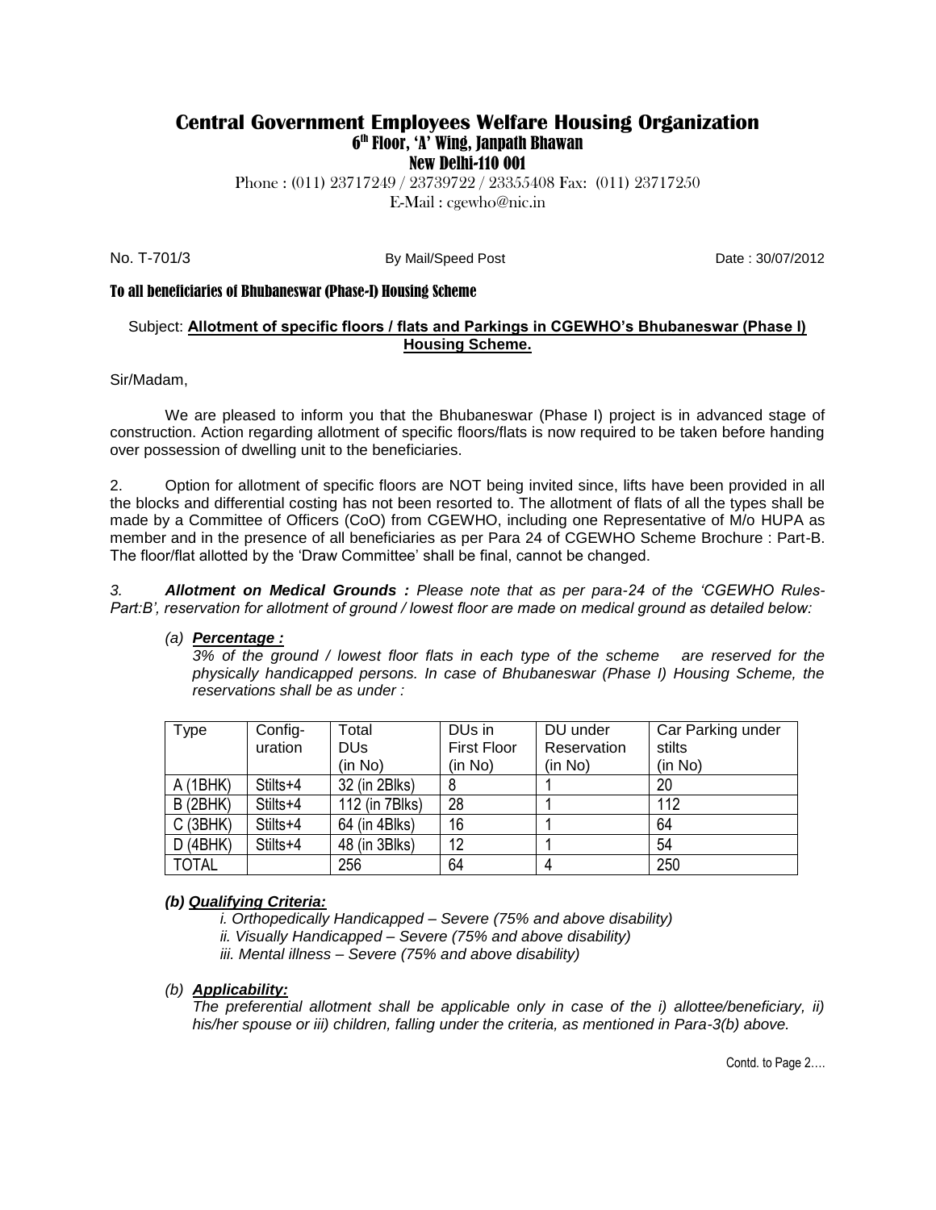# Central Government Employees Welfare Housing Organization

## 6th Floor, 'A' Wing, Janpath Bhawan

## New Delhi-110 001

Phone : (011) 23717249 / 23739722 / 23355408 Fax: (011) 23717250

E-Mail : cgewho@nic.in

No. T-701/3 By Mail/Speed Post Date : 30/07/2012

**To all beneficiaries of Bhubaneswar (Phase-I) Housing Scheme**

Subject: **Allotment of specific floors / flats and Parkings in CGEWHO's Bhubaneswar (Phase I) Housing Scheme.**

Sir/Madam,

We are pleased to inform you that the Bhubaneswar (Phase I) project is in advanced stage of construction. Action regarding allotment of specific floors/flats is now required to be taken before handing over possession of dwelling unit to the beneficiaries.

2. Option for allotment of specific floors are NOT being invited since, lifts have been provided in all the blocks and differential costing has not been resorted to. The allotment of flats of all the types shall be made by a Committee of Officers (CoO) from CGEWHO, including one Representative of M/o HUPA as member and in the presence of all beneficiaries as per Para 24 of CGEWHO Scheme Brochure : Part-B. The floor/flat allotted by the 'Draw Committee' shall be final, cannot be changed.

*3. **Allotment on Medical Grounds :** Please note that as per para-24 of the 'CGEWHO Rules-Part:B', reservation for allotment of ground / lowest floor are made on medical ground as detailed below:*

*(a) **Percentage :***

*3% of the ground / lowest floor flats in each type of the scheme are reserved for the physically handicapped persons. In case of Bhubaneswar (Phase I) Housing Scheme, the reservations shall be as under :*

| Type | Config-uration | Total DUs (in No) | DUs in First Floor (in No) | DU under Reservation (in No) | Car Parking under stilts (in No) |
|---|---|---|---|---|---|
| A (1BHK) | Stilts+4 | 32 (in 2Blks) | 8 | 1 | 20 |
| B (2BHK) | Stilts+4 | 112 (in 7Blks) | 28 | 1 | 112 |
| C (3BHK) | Stilts+4 | 64 (in 4Blks) | 16 | 1 | 64 |
| D (4BHK) | Stilts+4 | 48 (in 3Blks) | 12 | 1 | 54 |
| TOTAL | | 256 | 64 | 4 | 250 |

***(b) Qualifying Criteria:***

*i. Orthopedically Handicapped – Severe (75% and above disability)*
*ii. Visually Handicapped – Severe (75% and above disability)*
*iii. Mental illness – Severe (75% and above disability)*

*(b) **Applicability:***

*The preferential allotment shall be applicable only in case of the i) allottee/beneficiary, ii) his/her spouse or iii) children, falling under the criteria, as mentioned in Para-3(b) above.*

Contd. to Page 2….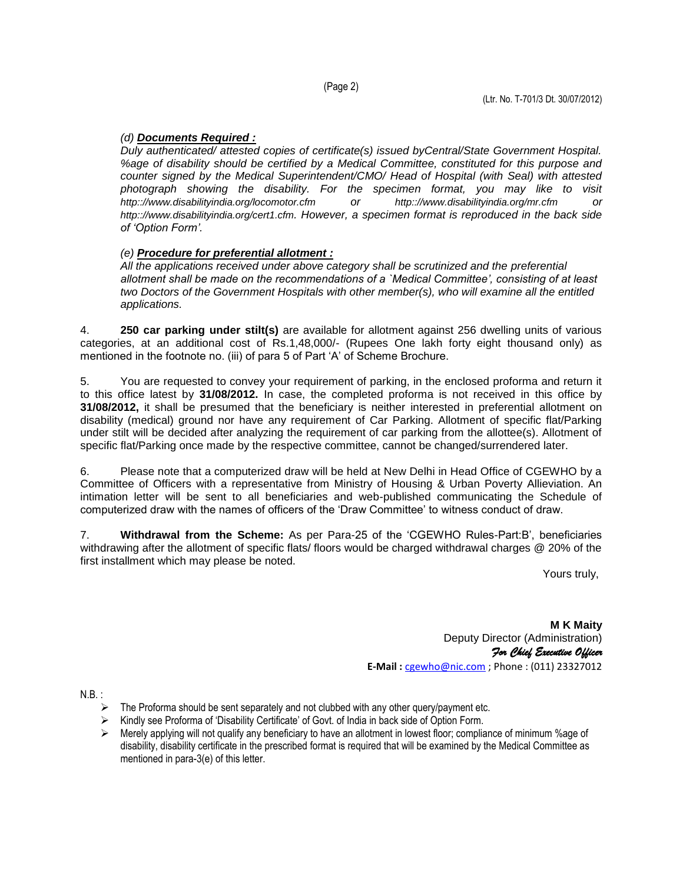(Ltr. No. T-701/3 Dt. 30/07/2012)

*(d) **Documents Required :***
*Duly authenticated/ attested copies of certificate(s) issued byCentral/State Government Hospital. %age of disability should be certified by a Medical Committee, constituted for this purpose and counter signed by the Medical Superintendent/CMO/ Head of Hospital (with Seal) with attested photograph showing the disability. For the specimen format, you may like to visit http:://www.disabilityindia.org/locomotor.cfm or http:://www.disabilityindia.org/mr.cfm or http:://www.disabilityindia.org/cert1.cfm. However, a specimen format is reproduced in the back side of 'Option Form'.*

*(e) **Procedure for preferential allotment :***
*All the applications received under above category shall be scrutinized and the preferential allotment shall be made on the recommendations of a `Medical Committee', consisting of at least two Doctors of the Government Hospitals with other member(s), who will examine all the entitled applications.*

4. **250 car parking under stilt(s)** are available for allotment against 256 dwelling units of various categories, at an additional cost of Rs.1,48,000/- (Rupees One lakh forty eight thousand only) as mentioned in the footnote no. (iii) of para 5 of Part 'A' of Scheme Brochure.

5. You are requested to convey your requirement of parking, in the enclosed proforma and return it to this office latest by **31/08/2012.** In case, the completed proforma is not received in this office by **31/08/2012,** it shall be presumed that the beneficiary is neither interested in preferential allotment on disability (medical) ground nor have any requirement of Car Parking. Allotment of specific flat/Parking under stilt will be decided after analyzing the requirement of car parking from the allottee(s). Allotment of specific flat/Parking once made by the respective committee, cannot be changed/surrendered later.

6. Please note that a computerized draw will be held at New Delhi in Head Office of CGEWHO by a Committee of Officers with a representative from Ministry of Housing & Urban Poverty Allieviation. An intimation letter will be sent to all beneficiaries and web-published communicating the Schedule of computerized draw with the names of officers of the 'Draw Committee' to witness conduct of draw.

7. **Withdrawal from the Scheme:** As per Para-25 of the 'CGEWHO Rules-Part:B', beneficiaries withdrawing after the allotment of specific flats/ floors would be charged withdrawal charges @ 20% of the first installment which may please be noted.

Yours truly,

**M K Maity**
Deputy Director (Administration)
*For Chief Executive Officer*
**E-Mail :** cgewho@nic.com ; Phone : (011) 23327012

N.B. :

- The Proforma should be sent separately and not clubbed with any other query/payment etc.
- Kindly see Proforma of 'Disability Certificate' of Govt. of India in back side of Option Form.
- Merely applying will not qualify any beneficiary to have an allotment in lowest floor; compliance of minimum %age of disability, disability certificate in the prescribed format is required that will be examined by the Medical Committee as mentioned in para-3(e) of this letter.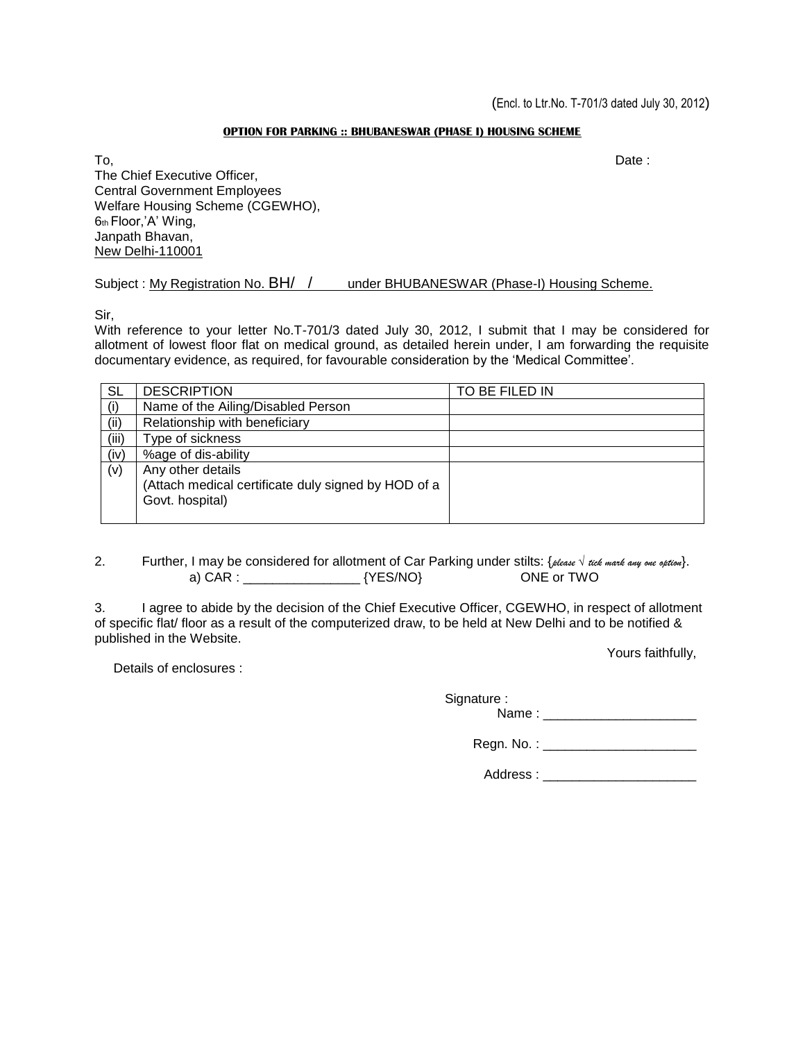(Encl. to Ltr.No. T-701/3 dated July 30, 2012)

**OPTION FOR PARKING :: BHUBANESWAR (PHASE I) HOUSING SCHEME**

To, Date :

The Chief Executive Officer,
Central Government Employees
Welfare Housing Scheme (CGEWHO),
6th Floor,'A' Wing,
Janpath Bhavan,
New Delhi-110001

Subject : My Registration No. BH/ / under BHUBANESWAR (Phase-I) Housing Scheme.

Sir,

With reference to your letter No.T-701/3 dated July 30, 2012, I submit that I may be considered for allotment of lowest floor flat on medical ground, as detailed herein under, I am forwarding the requisite documentary evidence, as required, for favourable consideration by the 'Medical Committee'.

| SL | DESCRIPTION | TO BE FILED IN |
|---|---|---|
| (i) | Name of the Ailing/Disabled Person | |
| (ii) | Relationship with beneficiary | |
| (iii) | Type of sickness | |
| (iv) | %age of dis-ability | |
| (v) | Any other details (Attach medical certificate duly signed by HOD of a Govt. hospital) | |

2. Further, I may be considered for allotment of Car Parking under stilts: {*please √ tick mark any one option*}.
a) CAR : ________________ {YES/NO} ONE or TWO

3. I agree to abide by the decision of the Chief Executive Officer, CGEWHO, in respect of allotment of specific flat/ floor as a result of the computerized draw, to be held at New Delhi and to be notified & published in the Website.

Yours faithfully,

Details of enclosures :

Signature :
Name : ____________________

Regn. No. : ____________________

Address : ____________________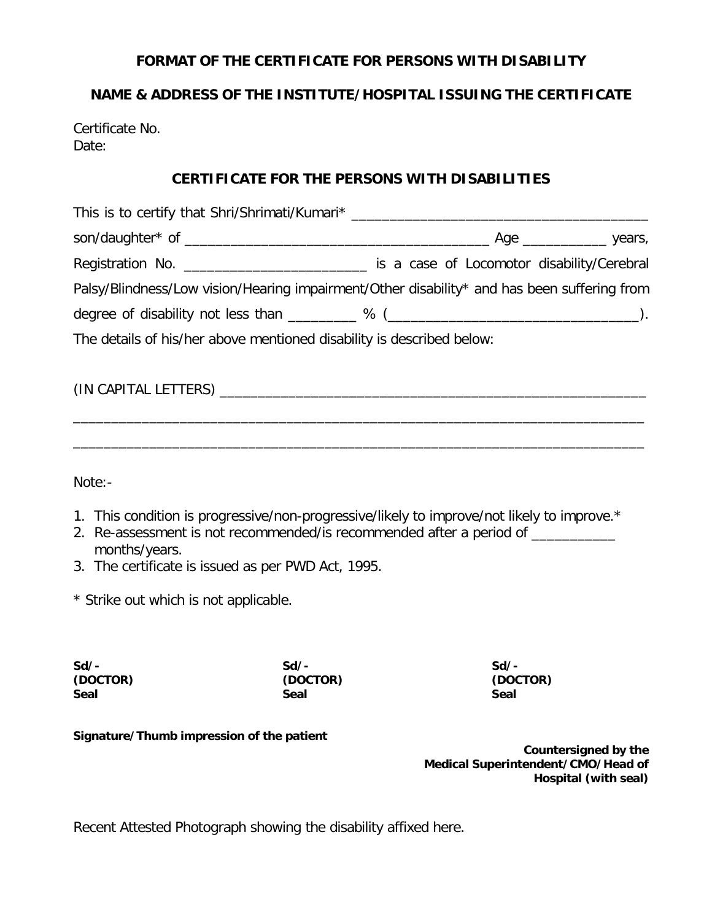## FORMAT OF THE CERTIFICATE FOR PERSONS WITH DISABILITY

## NAME & ADDRESS OF THE INSTITUTE/HOSPITAL ISSUING THE CERTIFICATE

Certificate No.
Date:

### CERTIFICATE FOR THE PERSONS WITH DISABILITIES

This is to certify that Shri/Shrimati/Kumari* ________________________________________ son/daughter* of ________________________________________ Age ___________ years, Registration No. ________________________ is a case of Locomotor disability/Cerebral Palsy/Blindness/Low vision/Hearing impairment/Other disability* and has been suffering from degree of disability not less than _________ % (________________________________). The details of his/her above mentioned disability is described below:

(IN CAPITAL LETTERS) ________________________________________________________

_____________________________________________________________________________

_____________________________________________________________________________

Note:-

1. This condition is progressive/non-progressive/likely to improve/not likely to improve.*
2. Re-assessment is not recommended/is recommended after a period of ___________ months/years.
3. The certificate is issued as per PWD Act, 1995.

* Strike out which is not applicable.

| | | |
|---|---|---|
| **Sd/-** | **Sd/-** | **Sd/-** |
| **(DOCTOR)** | **(DOCTOR)** | **(DOCTOR)** |
| **Seal** | **Seal** | **Seal** |

**Signature/Thumb impression of the patient**

**Countersigned by the Medical Superintendent/CMO/Head of Hospital (with seal)**

Recent Attested Photograph showing the disability affixed here.